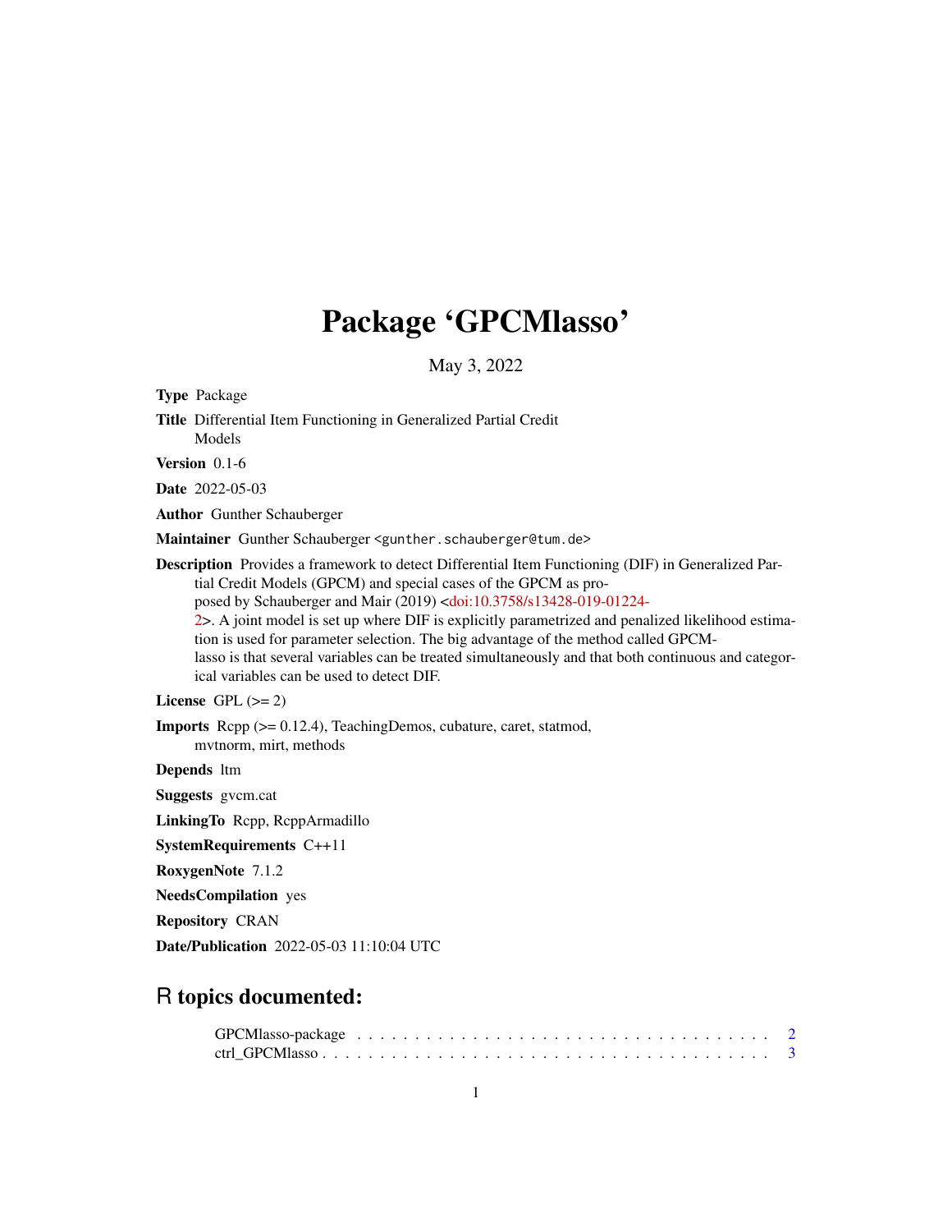# Package 'GPCMlasso'

May 3, 2022

**Type** Package

**Title** Differential Item Functioning in Generalized Partial Credit Models

**Version** 0.1-6

**Date** 2022-05-03

**Author** Gunther Schauberger

**Maintainer** Gunther Schauberger <gunther.schauberger@tum.de>

**Description** Provides a framework to detect Differential Item Functioning (DIF) in Generalized Partial Credit Models (GPCM) and special cases of the GPCM as proposed by Schauberger and Mair (2019) <doi:10.3758/s13428-019-01224-2>. A joint model is set up where DIF is explicitly parametrized and penalized likelihood estimation is used for parameter selection. The big advantage of the method called GPCMlasso is that several variables can be treated simultaneously and that both continuous and categorical variables can be used to detect DIF.

**License** GPL (>= 2)

**Imports** Rcpp (>= 0.12.4), TeachingDemos, cubature, caret, statmod, mvtnorm, mirt, methods

**Depends** ltm

**Suggests** gvcm.cat

**LinkingTo** Rcpp, RcppArmadillo

**SystemRequirements** C++11

**RoxygenNote** 7.1.2

**NeedsCompilation** yes

**Repository** CRAN

**Date/Publication** 2022-05-03 11:10:04 UTC

## R topics documented:

GPCMlasso-package . . . . . . . . . . . . . . . . . . . . . . . . . . . . . . . . . . . 2
ctrl_GPCMlasso . . . . . . . . . . . . . . . . . . . . . . . . . . . . . . . . . . . . . 3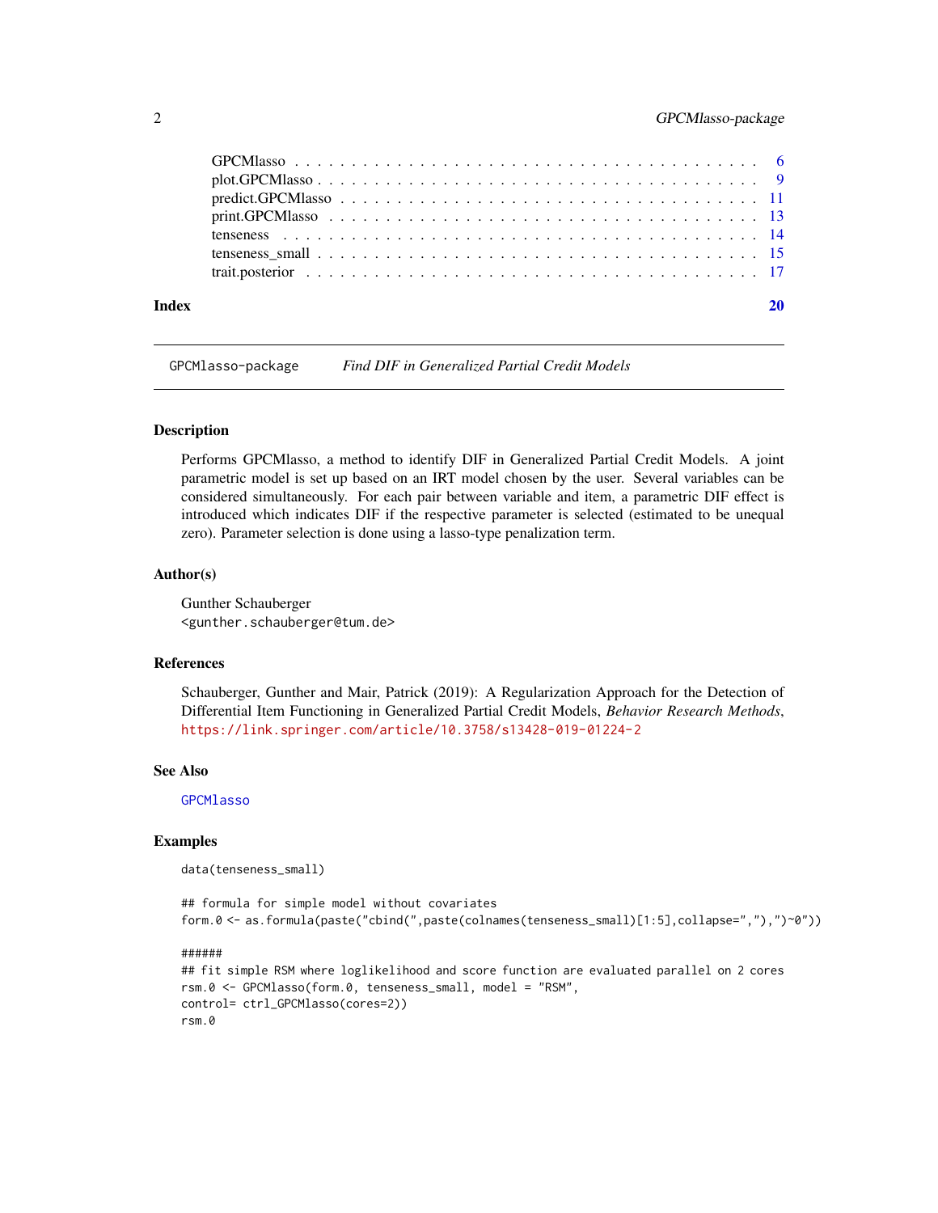| | |
|---|---|
| GPCMlasso | 6 |
| plot.GPCMlasso | 9 |
| predict.GPCMlasso | 11 |
| print.GPCMlasso | 13 |
| tenseness | 14 |
| tenseness_small | 15 |
| trait.posterior | 17 |
| **Index** | **20** |

---

GPCMlasso-package &nbsp;&nbsp;&nbsp; *Find DIF in Generalized Partial Credit Models*

---

## Description

Performs GPCMlasso, a method to identify DIF in Generalized Partial Credit Models. A joint parametric model is set up based on an IRT model chosen by the user. Several variables can be considered simultaneously. For each pair between variable and item, a parametric DIF effect is introduced which indicates DIF if the respective parameter is selected (estimated to be unequal zero). Parameter selection is done using a lasso-type penalization term.

## Author(s)

Gunther Schauberger
<gunther.schauberger@tum.de>

## References

Schauberger, Gunther and Mair, Patrick (2019): A Regularization Approach for the Detection of Differential Item Functioning in Generalized Partial Credit Models, *Behavior Research Methods*, https://link.springer.com/article/10.3758/s13428-019-01224-2

## See Also

GPCMlasso

## Examples

```
data(tenseness_small)

## formula for simple model without covariates
form.0 <- as.formula(paste("cbind(",paste(colnames(tenseness_small)[1:5],collapse=","),")~0"))

######
## fit simple RSM where loglikelihood and score function are evaluated parallel on 2 cores
rsm.0 <- GPCMlasso(form.0, tenseness_small, model = "RSM",
control= ctrl_GPCMlasso(cores=2))
rsm.0
```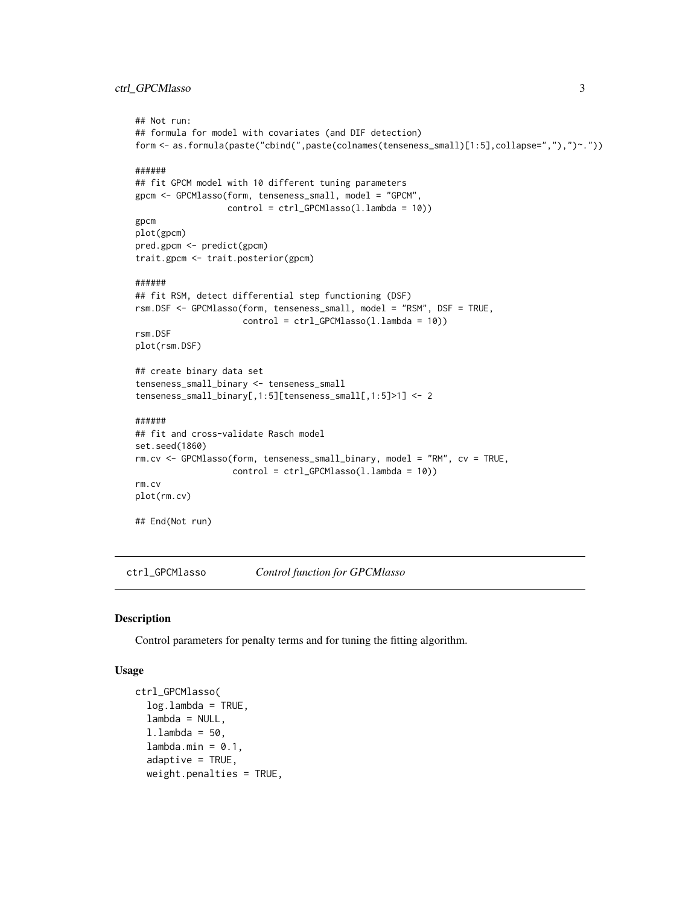```
## Not run:
## formula for model with covariates (and DIF detection)
form <- as.formula(paste("cbind(",paste(colnames(tenseness_small)[1:5],collapse=","),")~."))

######
## fit GPCM model with 10 different tuning parameters
gpcm <- GPCMlasso(form, tenseness_small, model = "GPCM",
                  control = ctrl_GPCMlasso(l.lambda = 10))
gpcm
plot(gpcm)
pred.gpcm <- predict(gpcm)
trait.gpcm <- trait.posterior(gpcm)

######
## fit RSM, detect differential step functioning (DSF)
rsm.DSF <- GPCMlasso(form, tenseness_small, model = "RSM", DSF = TRUE,
                     control = ctrl_GPCMlasso(l.lambda = 10))
rsm.DSF
plot(rsm.DSF)

## create binary data set
tenseness_small_binary <- tenseness_small
tenseness_small_binary[,1:5][tenseness_small[,1:5]>1] <- 2

######
## fit and cross-validate Rasch model
set.seed(1860)
rm.cv <- GPCMlasso(form, tenseness_small_binary, model = "RM", cv = TRUE,
                   control = ctrl_GPCMlasso(l.lambda = 10))
rm.cv
plot(rm.cv)

## End(Not run)
```

## ctrl_GPCMlasso *Control function for GPCMlasso*

### Description

Control parameters for penalty terms and for tuning the fitting algorithm.

### Usage

```
ctrl_GPCMlasso(
  log.lambda = TRUE,
  lambda = NULL,
  l.lambda = 50,
  lambda.min = 0.1,
  adaptive = TRUE,
  weight.penalties = TRUE,
```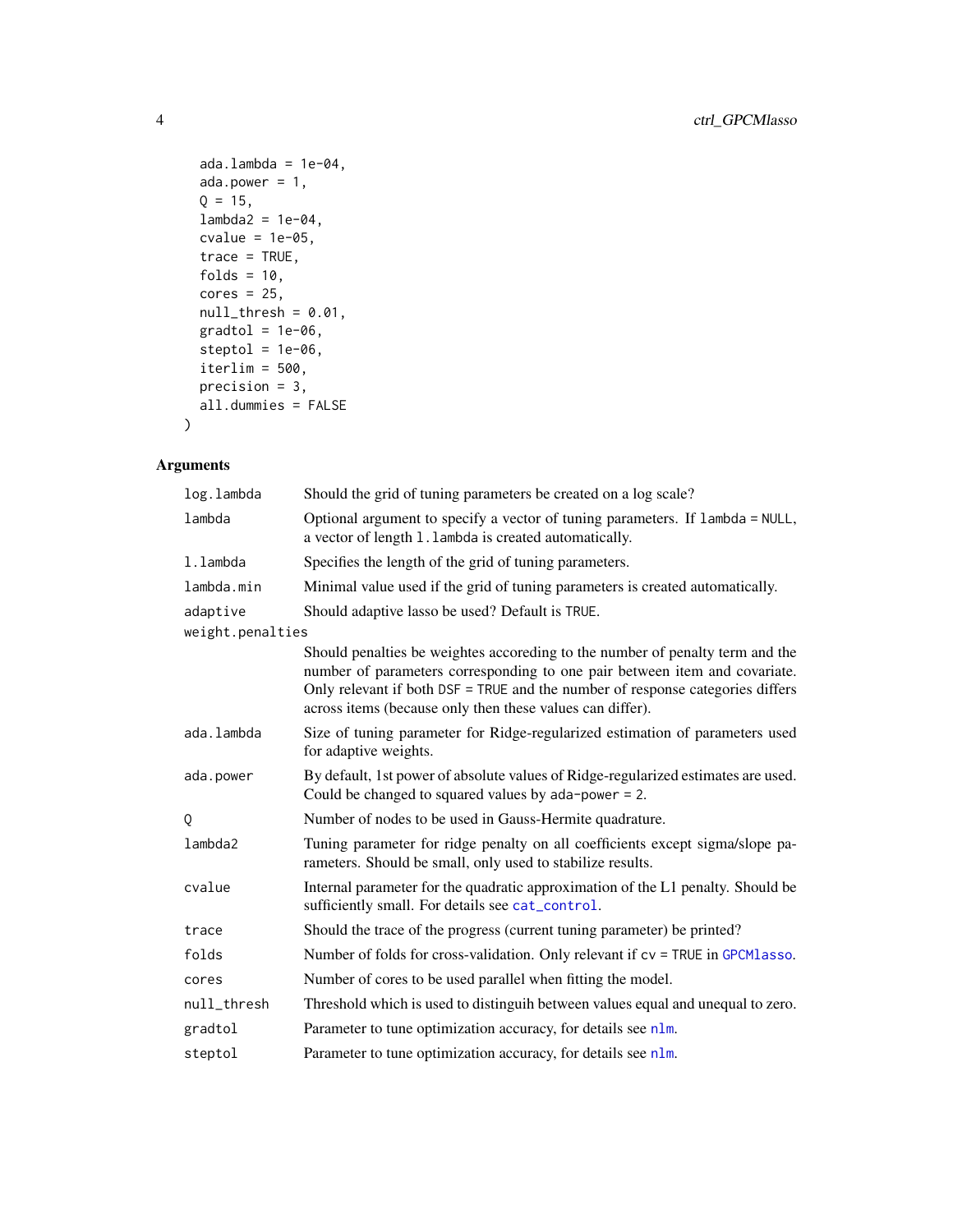```
  ada.lambda = 1e-04,
  ada.power = 1,
  Q = 15,
  lambda2 = 1e-04,
  cvalue = 1e-05,
  trace = TRUE,
  folds = 10,
  cores = 25,
  null_thresh = 0.01,
  gradtol = 1e-06,
  steptol = 1e-06,
  iterlim = 500,
  precision = 3,
  all.dummies = FALSE
)
```

## Arguments

| Argument | Description |
|---|---|
| log.lambda | Should the grid of tuning parameters be created on a log scale? |
| lambda | Optional argument to specify a vector of tuning parameters. If lambda = NULL, a vector of length l.lambda is created automatically. |
| l.lambda | Specifies the length of the grid of tuning parameters. |
| lambda.min | Minimal value used if the grid of tuning parameters is created automatically. |
| adaptive | Should adaptive lasso be used? Default is TRUE. |
| weight.penalties | Should penalties be weightes accoreding to the number of penalty term and the number of parameters corresponding to one pair between item and covariate. Only relevant if both DSF = TRUE and the number of response categories differs across items (because only then these values can differ). |
| ada.lambda | Size of tuning parameter for Ridge-regularized estimation of parameters used for adaptive weights. |
| ada.power | By default, 1st power of absolute values of Ridge-regularized estimates are used. Could be changed to squared values by ada-power = 2. |
| Q | Number of nodes to be used in Gauss-Hermite quadrature. |
| lambda2 | Tuning parameter for ridge penalty on all coefficients except sigma/slope parameters. Should be small, only used to stabilize results. |
| cvalue | Internal parameter for the quadratic approximation of the L1 penalty. Should be sufficiently small. For details see cat_control. |
| trace | Should the trace of the progress (current tuning parameter) be printed? |
| folds | Number of folds for cross-validation. Only relevant if cv = TRUE in GPCMlasso. |
| cores | Number of cores to be used parallel when fitting the model. |
| null_thresh | Threshold which is used to distinguih between values equal and unequal to zero. |
| gradtol | Parameter to tune optimization accuracy, for details see nlm. |
| steptol | Parameter to tune optimization accuracy, for details see nlm. |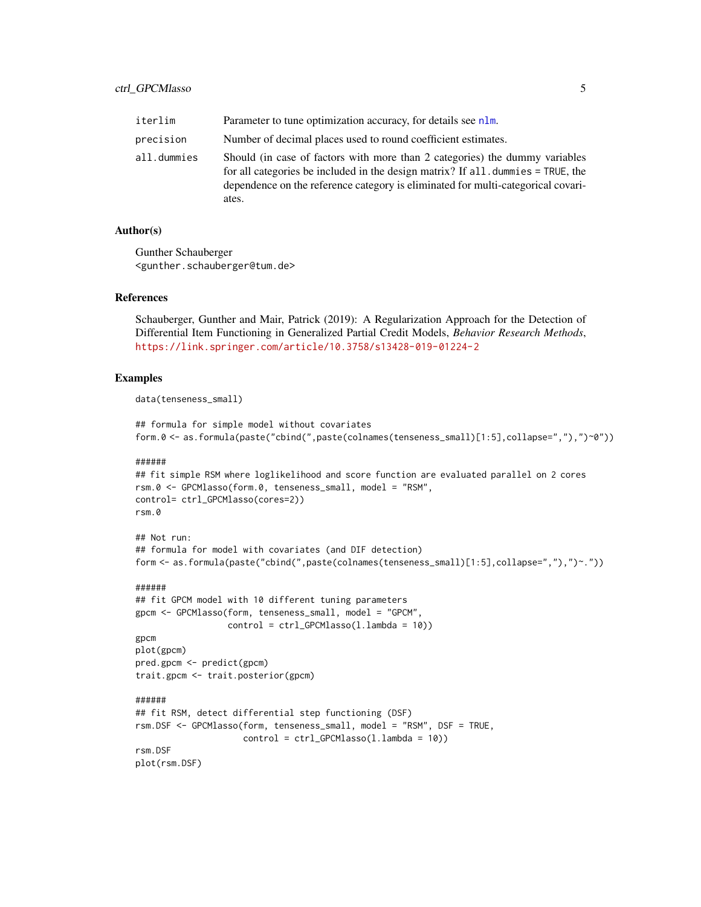| | |
|---|---|
| iterlim | Parameter to tune optimization accuracy, for details see nlm. |
| precision | Number of decimal places used to round coefficient estimates. |
| all.dummies | Should (in case of factors with more than 2 categories) the dummy variables for all categories be included in the design matrix? If all.dummies = TRUE, the dependence on the reference category is eliminated for multi-categorical covariates. |

## Author(s)

Gunther Schauberger
<gunther.schauberger@tum.de>

## References

Schauberger, Gunther and Mair, Patrick (2019): A Regularization Approach for the Detection of Differential Item Functioning in Generalized Partial Credit Models, *Behavior Research Methods*, https://link.springer.com/article/10.3758/s13428-019-01224-2

## Examples

```
data(tenseness_small)

## formula for simple model without covariates
form.0 <- as.formula(paste("cbind(",paste(colnames(tenseness_small)[1:5],collapse=","),")~0"))

######
## fit simple RSM where loglikelihood and score function are evaluated parallel on 2 cores
rsm.0 <- GPCMlasso(form.0, tenseness_small, model = "RSM",
control= ctrl_GPCMlasso(cores=2))
rsm.0

## Not run:
## formula for model with covariates (and DIF detection)
form <- as.formula(paste("cbind(",paste(colnames(tenseness_small)[1:5],collapse=","),")~."))

######
## fit GPCM model with 10 different tuning parameters
gpcm <- GPCMlasso(form, tenseness_small, model = "GPCM",
                  control = ctrl_GPCMlasso(l.lambda = 10))
gpcm
plot(gpcm)
pred.gpcm <- predict(gpcm)
trait.gpcm <- trait.posterior(gpcm)

######
## fit RSM, detect differential step functioning (DSF)
rsm.DSF <- GPCMlasso(form, tenseness_small, model = "RSM", DSF = TRUE,
                     control = ctrl_GPCMlasso(l.lambda = 10))
rsm.DSF
plot(rsm.DSF)
```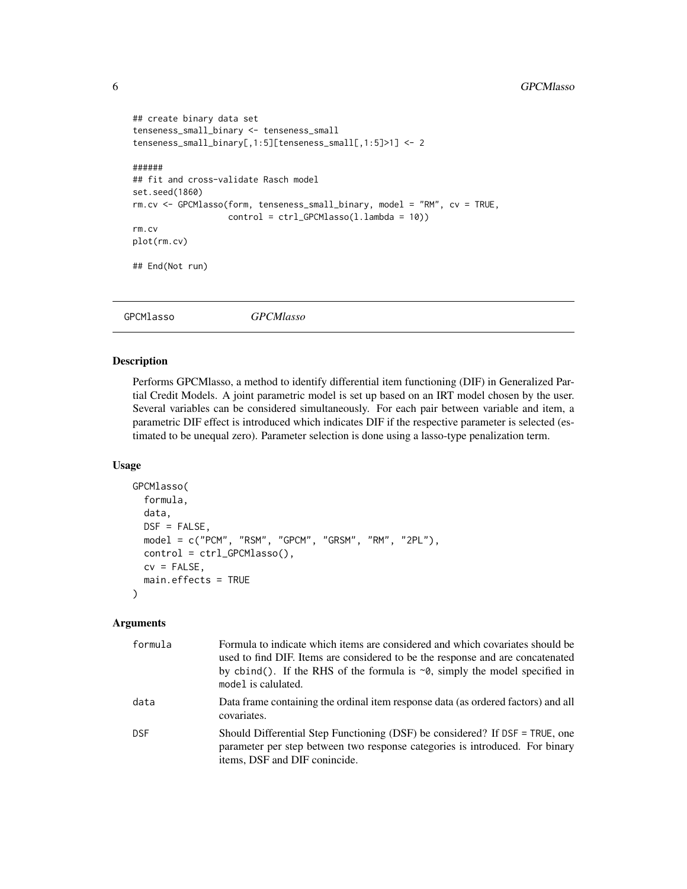```
## create binary data set
tenseness_small_binary <- tenseness_small
tenseness_small_binary[,1:5][tenseness_small[,1:5]>1] <- 2

######
## fit and cross-validate Rasch model
set.seed(1860)
rm.cv <- GPCMlasso(form, tenseness_small_binary, model = "RM", cv = TRUE,
                   control = ctrl_GPCMlasso(l.lambda = 10))
rm.cv
plot(rm.cv)

## End(Not run)
```

---

GPCMlasso *GPCMlasso*

---

### Description

Performs GPCMlasso, a method to identify differential item functioning (DIF) in Generalized Partial Credit Models. A joint parametric model is set up based on an IRT model chosen by the user. Several variables can be considered simultaneously. For each pair between variable and item, a parametric DIF effect is introduced which indicates DIF if the respective parameter is selected (estimated to be unequal zero). Parameter selection is done using a lasso-type penalization term.

### Usage

```
GPCMlasso(
  formula,
  data,
  DSF = FALSE,
  model = c("PCM", "RSM", "GPCM", "GRSM", "RM", "2PL"),
  control = ctrl_GPCMlasso(),
  cv = FALSE,
  main.effects = TRUE
)
```

### Arguments

| | |
|---|---|
| formula | Formula to indicate which items are considered and which covariates should be used to find DIF. Items are considered to be the response and are concatenated by `cbind()`. If the RHS of the formula is `~0`, simply the model specified in `model` is calulated. |
| data | Data frame containing the ordinal item response data (as ordered factors) and all covariates. |
| DSF | Should Differential Step Functioning (DSF) be considered? If `DSF = TRUE`, one parameter per step between two response categories is introduced. For binary items, DSF and DIF conincide. |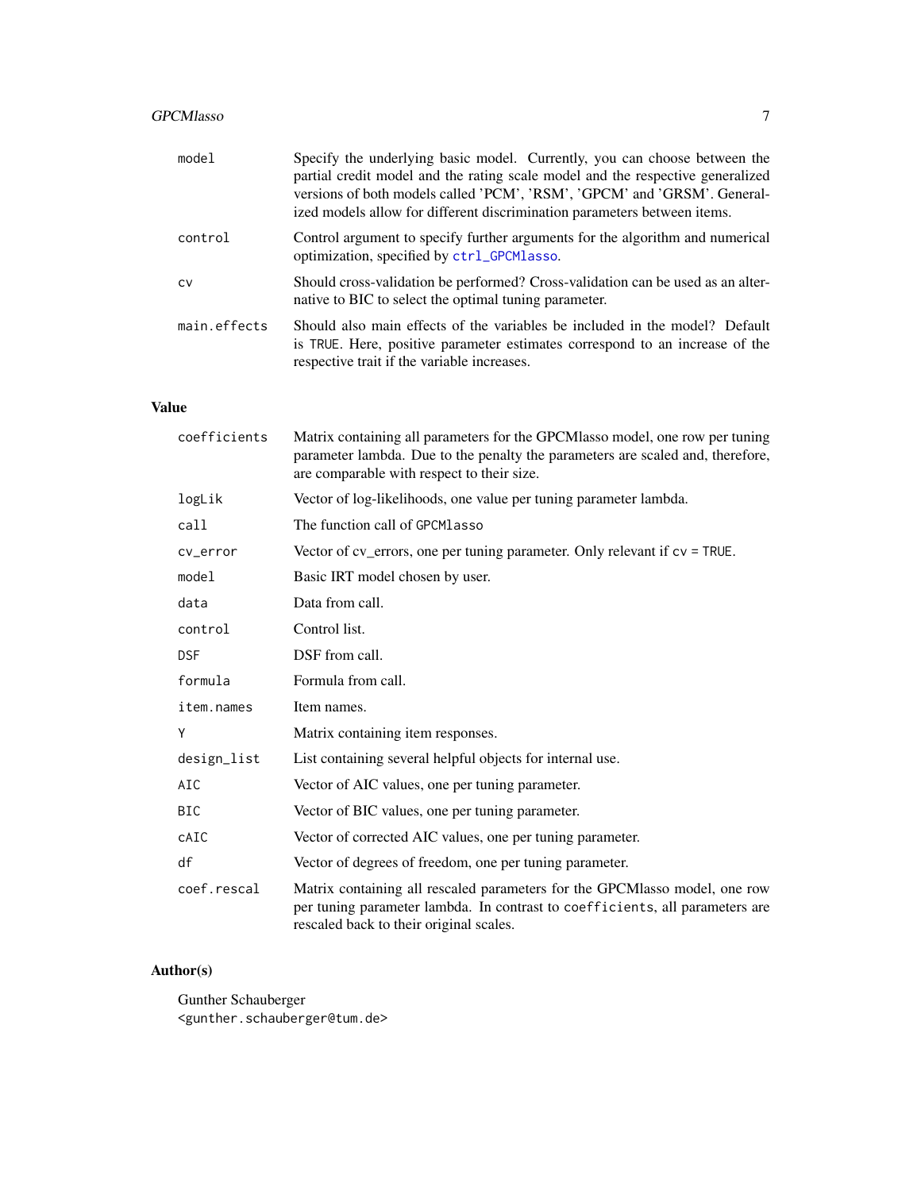| | |
|---|---|
| `model` | Specify the underlying basic model. Currently, you can choose between the partial credit model and the rating scale model and the respective generalized versions of both models called 'PCM', 'RSM', 'GPCM' and 'GRSM'. Generalized models allow for different discrimination parameters between items. |
| `control` | Control argument to specify further arguments for the algorithm and numerical optimization, specified by `ctrl_GPCMlasso`. |
| `cv` | Should cross-validation be performed? Cross-validation can be used as an alternative to BIC to select the optimal tuning parameter. |
| `main.effects` | Should also main effects of the variables be included in the model? Default is `TRUE`. Here, positive parameter estimates correspond to an increase of the respective trait if the variable increases. |

## Value

| | |
|---|---|
| `coefficients` | Matrix containing all parameters for the GPCMlasso model, one row per tuning parameter lambda. Due to the penalty the parameters are scaled and, therefore, are comparable with respect to their size. |
| `logLik` | Vector of log-likelihoods, one value per tuning parameter lambda. |
| `call` | The function call of `GPCMlasso` |
| `cv_error` | Vector of cv_errors, one per tuning parameter. Only relevant if `cv = TRUE`. |
| `model` | Basic IRT model chosen by user. |
| `data` | Data from call. |
| `control` | Control list. |
| `DSF` | DSF from call. |
| `formula` | Formula from call. |
| `item.names` | Item names. |
| `Y` | Matrix containing item responses. |
| `design_list` | List containing several helpful objects for internal use. |
| `AIC` | Vector of AIC values, one per tuning parameter. |
| `BIC` | Vector of BIC values, one per tuning parameter. |
| `cAIC` | Vector of corrected AIC values, one per tuning parameter. |
| `df` | Vector of degrees of freedom, one per tuning parameter. |
| `coef.rescal` | Matrix containing all rescaled parameters for the GPCMlasso model, one row per tuning parameter lambda. In contrast to `coefficients`, all parameters are rescaled back to their original scales. |

## Author(s)

Gunther Schauberger
<gunther.schauberger@tum.de>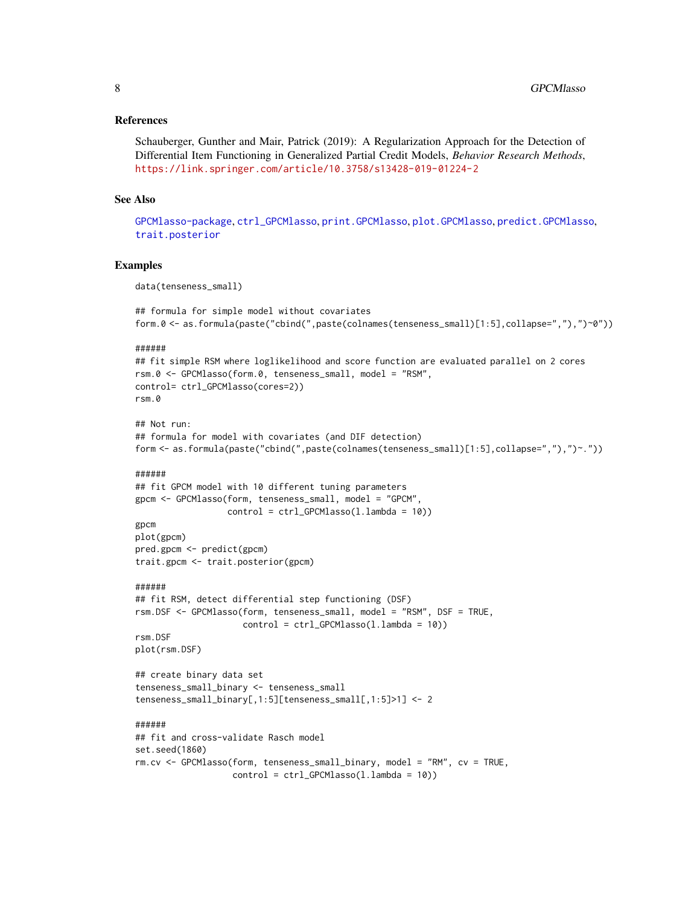### References

Schauberger, Gunther and Mair, Patrick (2019): A Regularization Approach for the Detection of Differential Item Functioning in Generalized Partial Credit Models, *Behavior Research Methods*, https://link.springer.com/article/10.3758/s13428-019-01224-2

### See Also

GPCMlasso-package, ctrl_GPCMlasso, print.GPCMlasso, plot.GPCMlasso, predict.GPCMlasso, trait.posterior

### Examples

```
data(tenseness_small)

## formula for simple model without covariates
form.0 <- as.formula(paste("cbind(",paste(colnames(tenseness_small)[1:5],collapse=","),")~0"))

######
## fit simple RSM where loglikelihood and score function are evaluated parallel on 2 cores
rsm.0 <- GPCMlasso(form.0, tenseness_small, model = "RSM",
control= ctrl_GPCMlasso(cores=2))
rsm.0

## Not run:
## formula for model with covariates (and DIF detection)
form <- as.formula(paste("cbind(",paste(colnames(tenseness_small)[1:5],collapse=","),")~."))

######
## fit GPCM model with 10 different tuning parameters
gpcm <- GPCMlasso(form, tenseness_small, model = "GPCM",
                  control = ctrl_GPCMlasso(l.lambda = 10))
gpcm
plot(gpcm)
pred.gpcm <- predict(gpcm)
trait.gpcm <- trait.posterior(gpcm)

######
## fit RSM, detect differential step functioning (DSF)
rsm.DSF <- GPCMlasso(form, tenseness_small, model = "RSM", DSF = TRUE,
                     control = ctrl_GPCMlasso(l.lambda = 10))
rsm.DSF
plot(rsm.DSF)

## create binary data set
tenseness_small_binary <- tenseness_small
tenseness_small_binary[,1:5][tenseness_small[,1:5]>1] <- 2

######
## fit and cross-validate Rasch model
set.seed(1860)
rm.cv <- GPCMlasso(form, tenseness_small_binary, model = "RM", cv = TRUE,
                   control = ctrl_GPCMlasso(l.lambda = 10))
```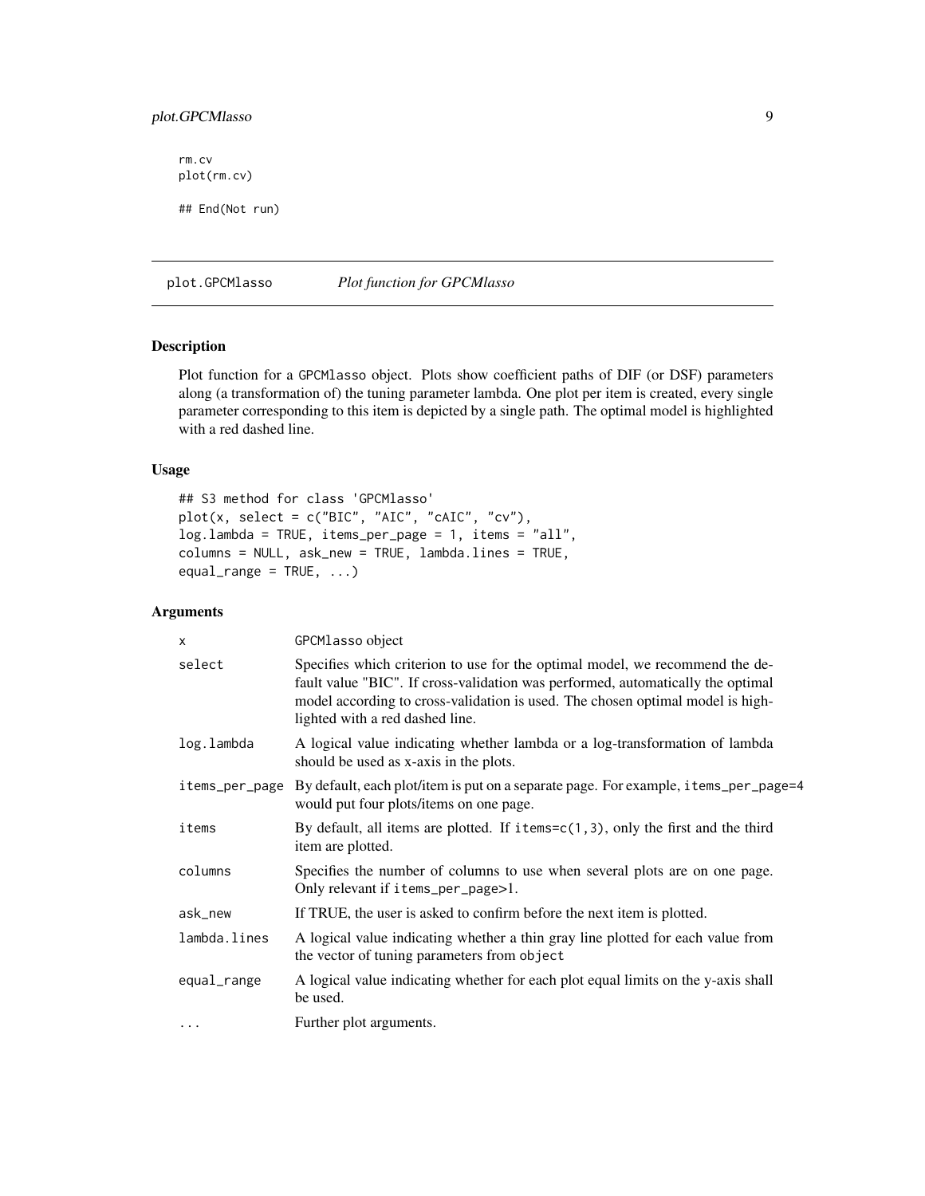```
rm.cv
plot(rm.cv)

## End(Not run)
```

## plot.GPCMlasso *Plot function for GPCMlasso*

### Description

Plot function for a GPCMlasso object. Plots show coefficient paths of DIF (or DSF) parameters along (a transformation of) the tuning parameter lambda. One plot per item is created, every single parameter corresponding to this item is depicted by a single path. The optimal model is highlighted with a red dashed line.

### Usage

```
## S3 method for class 'GPCMlasso'
plot(x, select = c("BIC", "AIC", "cAIC", "cv"),
log.lambda = TRUE, items_per_page = 1, items = "all",
columns = NULL, ask_new = TRUE, lambda.lines = TRUE,
equal_range = TRUE, ...)
```

### Arguments

| | |
|---|---|
| `x` | GPCMlasso object |
| `select` | Specifies which criterion to use for the optimal model, we recommend the default value "BIC". If cross-validation was performed, automatically the optimal model according to cross-validation is used. The chosen optimal model is highlighted with a red dashed line. |
| `log.lambda` | A logical value indicating whether lambda or a log-transformation of lambda should be used as x-axis in the plots. |
| `items_per_page` | By default, each plot/item is put on a separate page. For example, `items_per_page=4` would put four plots/items on one page. |
| `items` | By default, all items are plotted. If `items=c(1,3)`, only the first and the third item are plotted. |
| `columns` | Specifies the number of columns to use when several plots are on one page. Only relevant if `items_per_page>1`. |
| `ask_new` | If TRUE, the user is asked to confirm before the next item is plotted. |
| `lambda.lines` | A logical value indicating whether a thin gray line plotted for each value from the vector of tuning parameters from `object` |
| `equal_range` | A logical value indicating whether for each plot equal limits on the y-axis shall be used. |
| `...` | Further plot arguments. |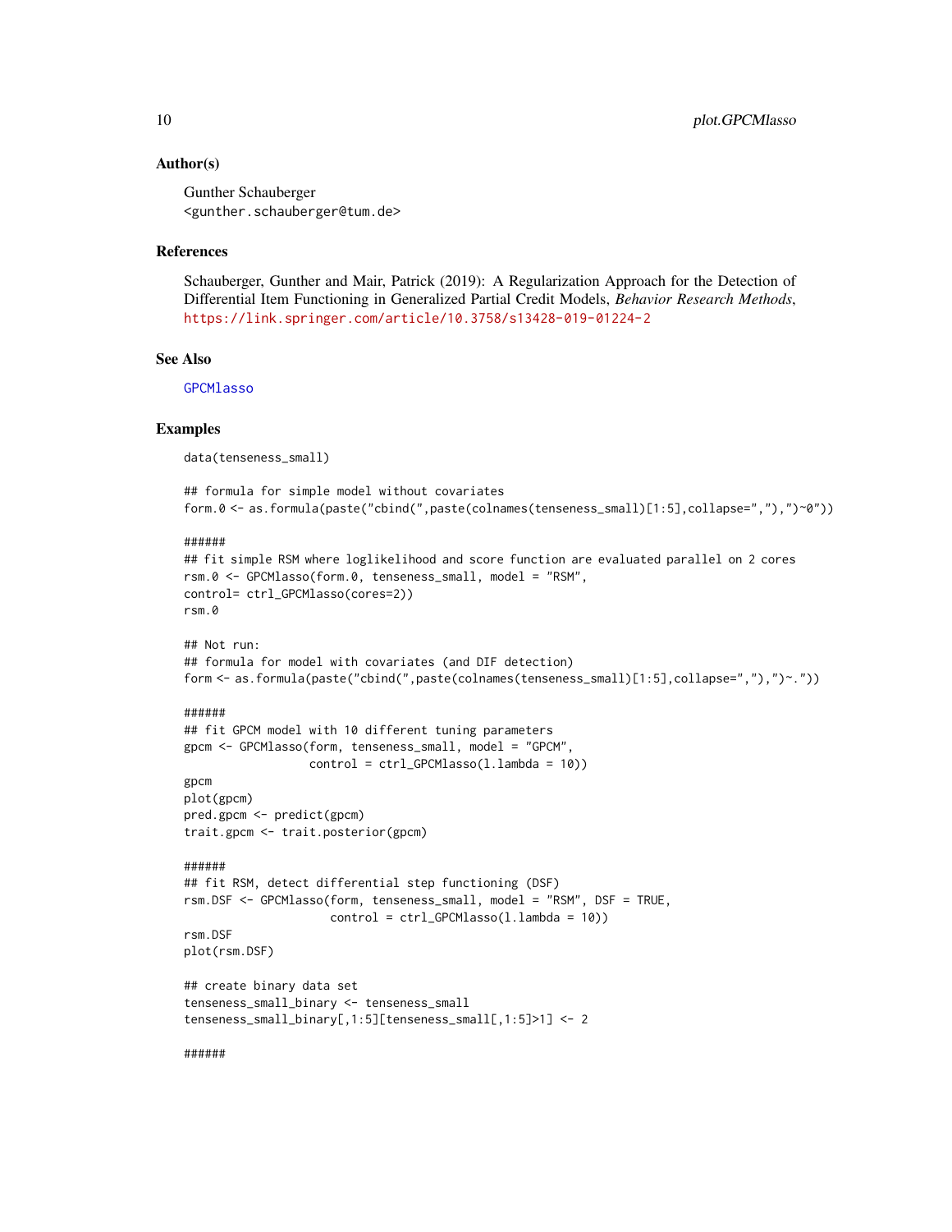### Author(s)

Gunther Schauberger
<gunther.schauberger@tum.de>

### References

Schauberger, Gunther and Mair, Patrick (2019): A Regularization Approach for the Detection of Differential Item Functioning in Generalized Partial Credit Models, *Behavior Research Methods*, https://link.springer.com/article/10.3758/s13428-019-01224-2

### See Also

GPCMlasso

### Examples

```
data(tenseness_small)

## formula for simple model without covariates
form.0 <- as.formula(paste("cbind(",paste(colnames(tenseness_small)[1:5],collapse=","),")~0"))

######
## fit simple RSM where loglikelihood and score function are evaluated parallel on 2 cores
rsm.0 <- GPCMlasso(form.0, tenseness_small, model = "RSM",
control= ctrl_GPCMlasso(cores=2))
rsm.0

## Not run:
## formula for model with covariates (and DIF detection)
form <- as.formula(paste("cbind(",paste(colnames(tenseness_small)[1:5],collapse=","),")~."))

######
## fit GPCM model with 10 different tuning parameters
gpcm <- GPCMlasso(form, tenseness_small, model = "GPCM",
                  control = ctrl_GPCMlasso(l.lambda = 10))
gpcm
plot(gpcm)
pred.gpcm <- predict(gpcm)
trait.gpcm <- trait.posterior(gpcm)

######
## fit RSM, detect differential step functioning (DSF)
rsm.DSF <- GPCMlasso(form, tenseness_small, model = "RSM", DSF = TRUE,
                     control = ctrl_GPCMlasso(l.lambda = 10))
rsm.DSF
plot(rsm.DSF)

## create binary data set
tenseness_small_binary <- tenseness_small
tenseness_small_binary[,1:5][tenseness_small[,1:5]>1] <- 2

######
```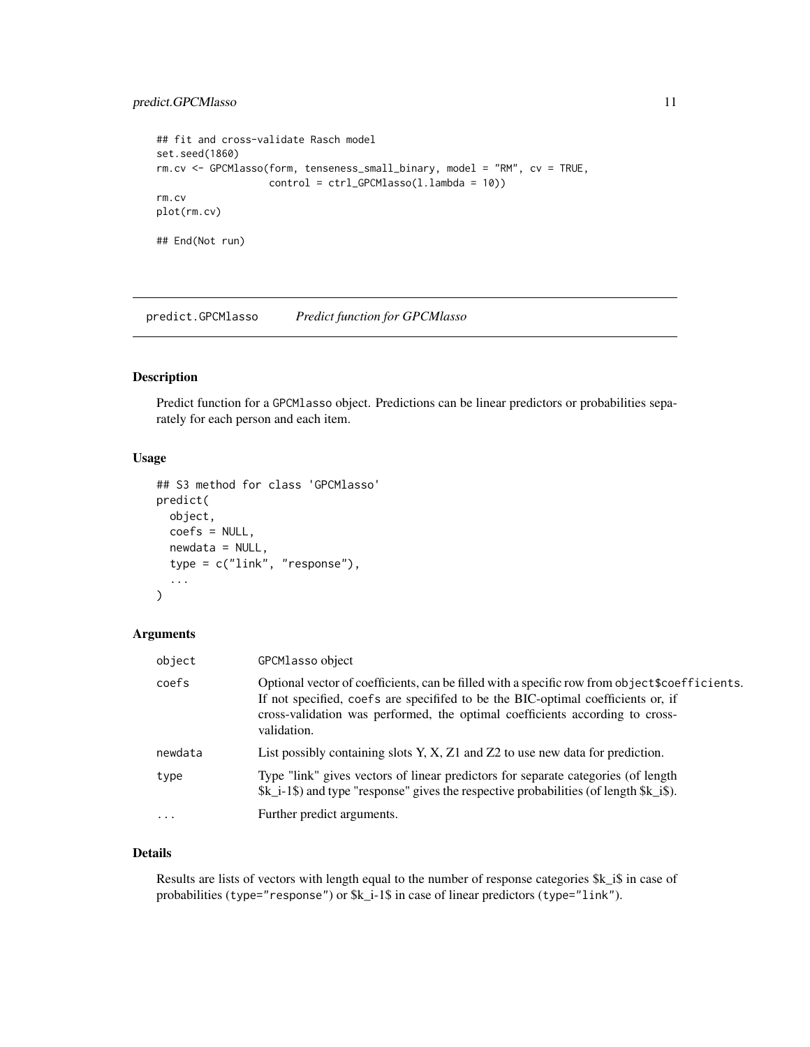```
## fit and cross-validate Rasch model
set.seed(1860)
rm.cv <- GPCMlasso(form, tenseness_small_binary, model = "RM", cv = TRUE,
                   control = ctrl_GPCMlasso(l.lambda = 10))
rm.cv
plot(rm.cv)

## End(Not run)
```

---

## predict.GPCMlasso *Predict function for GPCMlasso*

### Description

Predict function for a GPCMlasso object. Predictions can be linear predictors or probabilities separately for each person and each item.

### Usage

```
## S3 method for class 'GPCMlasso'
predict(
  object,
  coefs = NULL,
  newdata = NULL,
  type = c("link", "response"),
  ...
)
```

### Arguments

| | |
|---|---|
| object | GPCMlasso object |
| coefs | Optional vector of coefficients, can be filled with a specific row from object$coefficients. If not specified, coefs are specifed to be the BIC-optimal coefficients or, if cross-validation was performed, the optimal coefficients according to cross-validation. |
| newdata | List possibly containing slots Y, X, Z1 and Z2 to use new data for prediction. |
| type | Type "link" gives vectors of linear predictors for separate categories (of length $k_i-1$) and type "response" gives the respective probabilities (of length $k_i$). |
| ... | Further predict arguments. |

### Details

Results are lists of vectors with length equal to the number of response categories $k_i$ in case of probabilities (type="response") or $k_i-1$ in case of linear predictors (type="link").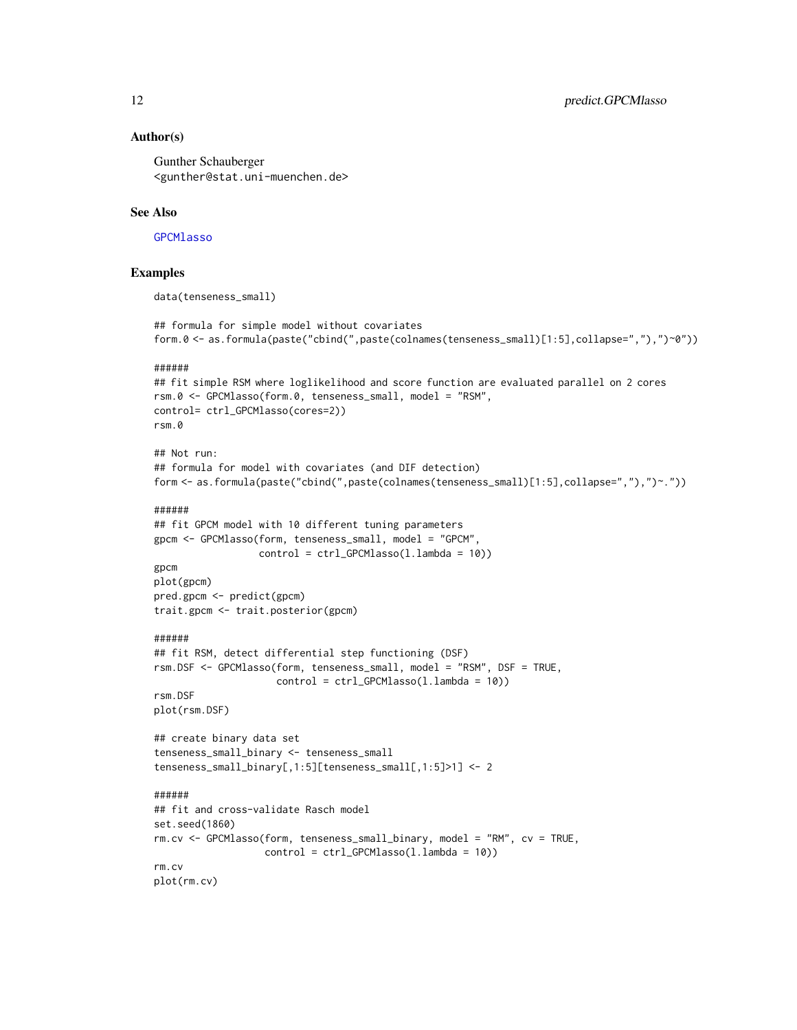### Author(s)

Gunther Schauberger
<gunther@stat.uni-muenchen.de>

### See Also

GPCMlasso

### Examples

```
data(tenseness_small)

## formula for simple model without covariates
form.0 <- as.formula(paste("cbind(",paste(colnames(tenseness_small)[1:5],collapse=","),")~0"))

######
## fit simple RSM where loglikelihood and score function are evaluated parallel on 2 cores
rsm.0 <- GPCMlasso(form.0, tenseness_small, model = "RSM",
control= ctrl_GPCMlasso(cores=2))
rsm.0

## Not run:
## formula for model with covariates (and DIF detection)
form <- as.formula(paste("cbind(",paste(colnames(tenseness_small)[1:5],collapse=","),")~."))

######
## fit GPCM model with 10 different tuning parameters
gpcm <- GPCMlasso(form, tenseness_small, model = "GPCM",
                  control = ctrl_GPCMlasso(l.lambda = 10))
gpcm
plot(gpcm)
pred.gpcm <- predict(gpcm)
trait.gpcm <- trait.posterior(gpcm)

######
## fit RSM, detect differential step functioning (DSF)
rsm.DSF <- GPCMlasso(form, tenseness_small, model = "RSM", DSF = TRUE,
                     control = ctrl_GPCMlasso(l.lambda = 10))
rsm.DSF
plot(rsm.DSF)

## create binary data set
tenseness_small_binary <- tenseness_small
tenseness_small_binary[,1:5][tenseness_small[,1:5]>1] <- 2

######
## fit and cross-validate Rasch model
set.seed(1860)
rm.cv <- GPCMlasso(form, tenseness_small_binary, model = "RM", cv = TRUE,
                   control = ctrl_GPCMlasso(l.lambda = 10))
rm.cv
plot(rm.cv)
```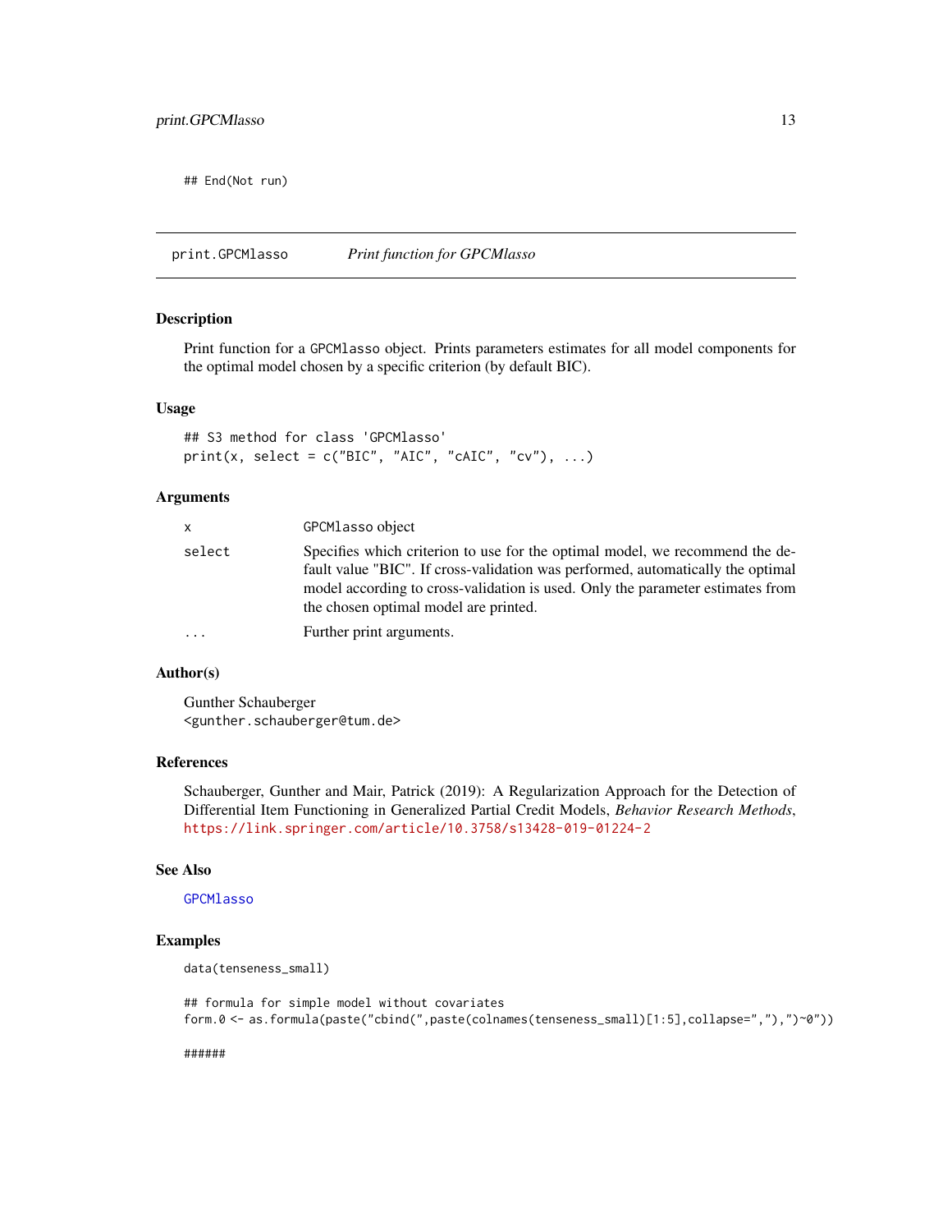```
## End(Not run)
```

## print.GPCMlasso — *Print function for GPCMlasso*

### Description

Print function for a `GPCMlasso` object. Prints parameters estimates for all model components for the optimal model chosen by a specific criterion (by default BIC).

### Usage

```
## S3 method for class 'GPCMlasso'
print(x, select = c("BIC", "AIC", "cAIC", "cv"), ...)
```

### Arguments

| | |
|---|---|
| `x` | `GPCMlasso` object |
| `select` | Specifies which criterion to use for the optimal model, we recommend the default value "BIC". If cross-validation was performed, automatically the optimal model according to cross-validation is used. Only the parameter estimates from the chosen optimal model are printed. |
| `...` | Further print arguments. |

### Author(s)

Gunther Schauberger
`<gunther.schauberger@tum.de>`

### References

Schauberger, Gunther and Mair, Patrick (2019): A Regularization Approach for the Detection of Differential Item Functioning in Generalized Partial Credit Models, *Behavior Research Methods*, https://link.springer.com/article/10.3758/s13428-019-01224-2

### See Also

`GPCMlasso`

### Examples

```
data(tenseness_small)

## formula for simple model without covariates
form.0 <- as.formula(paste("cbind(",paste(colnames(tenseness_small)[1:5],collapse=","),")~0"))

######
```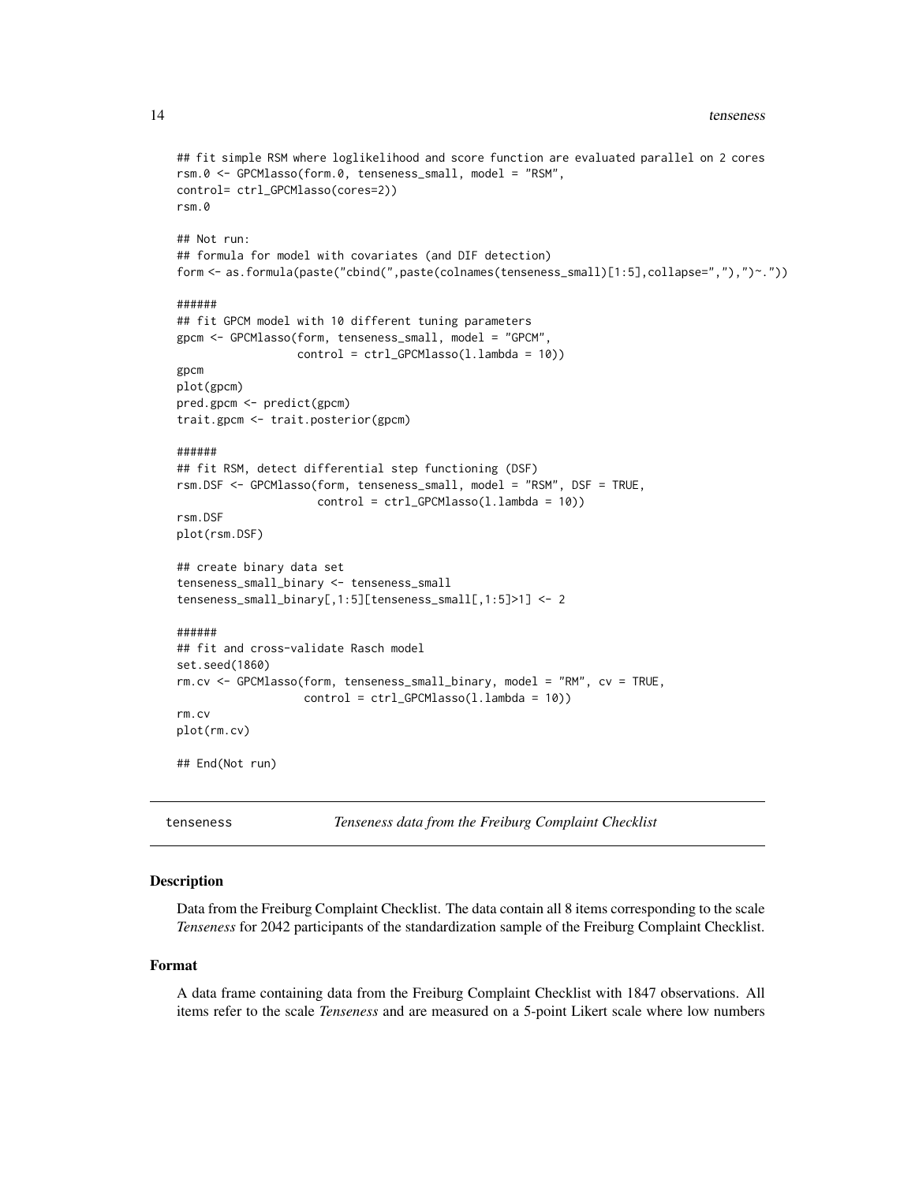```
## fit simple RSM where loglikelihood and score function are evaluated parallel on 2 cores
rsm.0 <- GPCMlasso(form.0, tenseness_small, model = "RSM",
control= ctrl_GPCMlasso(cores=2))
rsm.0

## Not run:
## formula for model with covariates (and DIF detection)
form <- as.formula(paste("cbind(",paste(colnames(tenseness_small)[1:5],collapse=","),")~."))

######
## fit GPCM model with 10 different tuning parameters
gpcm <- GPCMlasso(form, tenseness_small, model = "GPCM",
                  control = ctrl_GPCMlasso(l.lambda = 10))
gpcm
plot(gpcm)
pred.gpcm <- predict(gpcm)
trait.gpcm <- trait.posterior(gpcm)

######
## fit RSM, detect differential step functioning (DSF)
rsm.DSF <- GPCMlasso(form, tenseness_small, model = "RSM", DSF = TRUE,
                     control = ctrl_GPCMlasso(l.lambda = 10))
rsm.DSF
plot(rsm.DSF)

## create binary data set
tenseness_small_binary <- tenseness_small
tenseness_small_binary[,1:5][tenseness_small[,1:5]>1] <- 2

######
## fit and cross-validate Rasch model
set.seed(1860)
rm.cv <- GPCMlasso(form, tenseness_small_binary, model = "RM", cv = TRUE,
                   control = ctrl_GPCMlasso(l.lambda = 10))
rm.cv
plot(rm.cv)

## End(Not run)
```

---

tenseness &nbsp;&nbsp;&nbsp;&nbsp; *Tenseness data from the Freiburg Complaint Checklist*

---

### Description

Data from the Freiburg Complaint Checklist. The data contain all 8 items corresponding to the scale *Tenseness* for 2042 participants of the standardization sample of the Freiburg Complaint Checklist.

### Format

A data frame containing data from the Freiburg Complaint Checklist with 1847 observations. All items refer to the scale *Tenseness* and are measured on a 5-point Likert scale where low numbers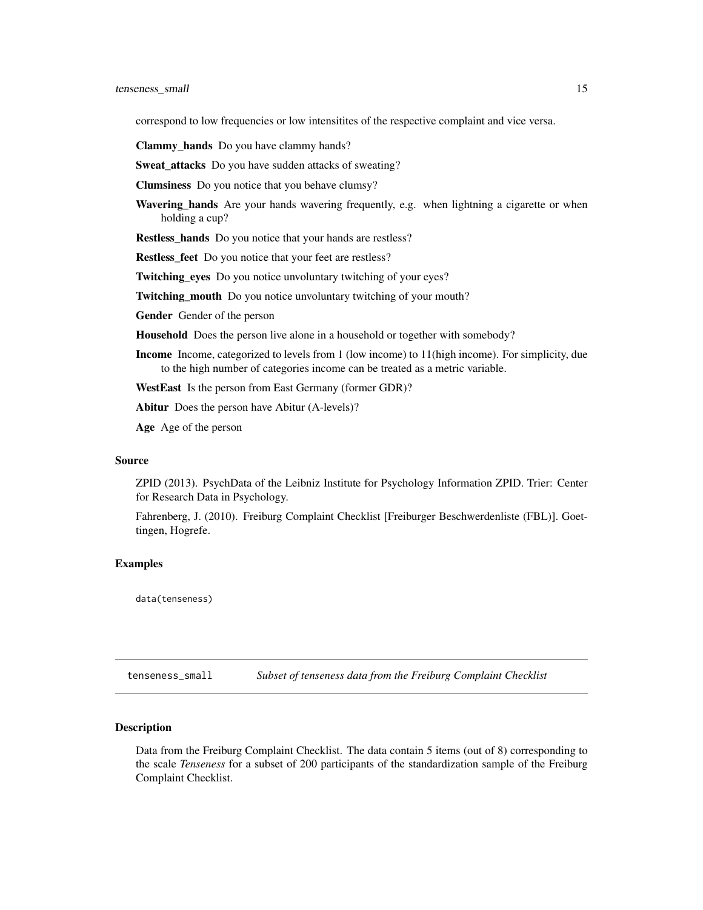correspond to low frequencies or low intensitites of the respective complaint and vice versa.

**Clammy_hands** Do you have clammy hands?

**Sweat_attacks** Do you have sudden attacks of sweating?

**Clumsiness** Do you notice that you behave clumsy?

**Wavering_hands** Are your hands wavering frequently, e.g. when lightning a cigarette or when holding a cup?

**Restless_hands** Do you notice that your hands are restless?

**Restless_feet** Do you notice that your feet are restless?

**Twitching_eyes** Do you notice unvoluntary twitching of your eyes?

**Twitching_mouth** Do you notice unvoluntary twitching of your mouth?

**Gender** Gender of the person

**Household** Does the person live alone in a household or together with somebody?

**Income** Income, categorized to levels from 1 (low income) to 11(high income). For simplicity, due to the high number of categories income can be treated as a metric variable.

**WestEast** Is the person from East Germany (former GDR)?

**Abitur** Does the person have Abitur (A-levels)?

**Age** Age of the person

### Source

ZPID (2013). PsychData of the Leibniz Institute for Psychology Information ZPID. Trier: Center for Research Data in Psychology.

Fahrenberg, J. (2010). Freiburg Complaint Checklist [Freiburger Beschwerdenliste (FBL)]. Goettingen, Hogrefe.

### Examples

```
data(tenseness)
```

---

## tenseness_small *Subset of tenseness data from the Freiburg Complaint Checklist*

### Description

Data from the Freiburg Complaint Checklist. The data contain 5 items (out of 8) corresponding to the scale *Tenseness* for a subset of 200 participants of the standardization sample of the Freiburg Complaint Checklist.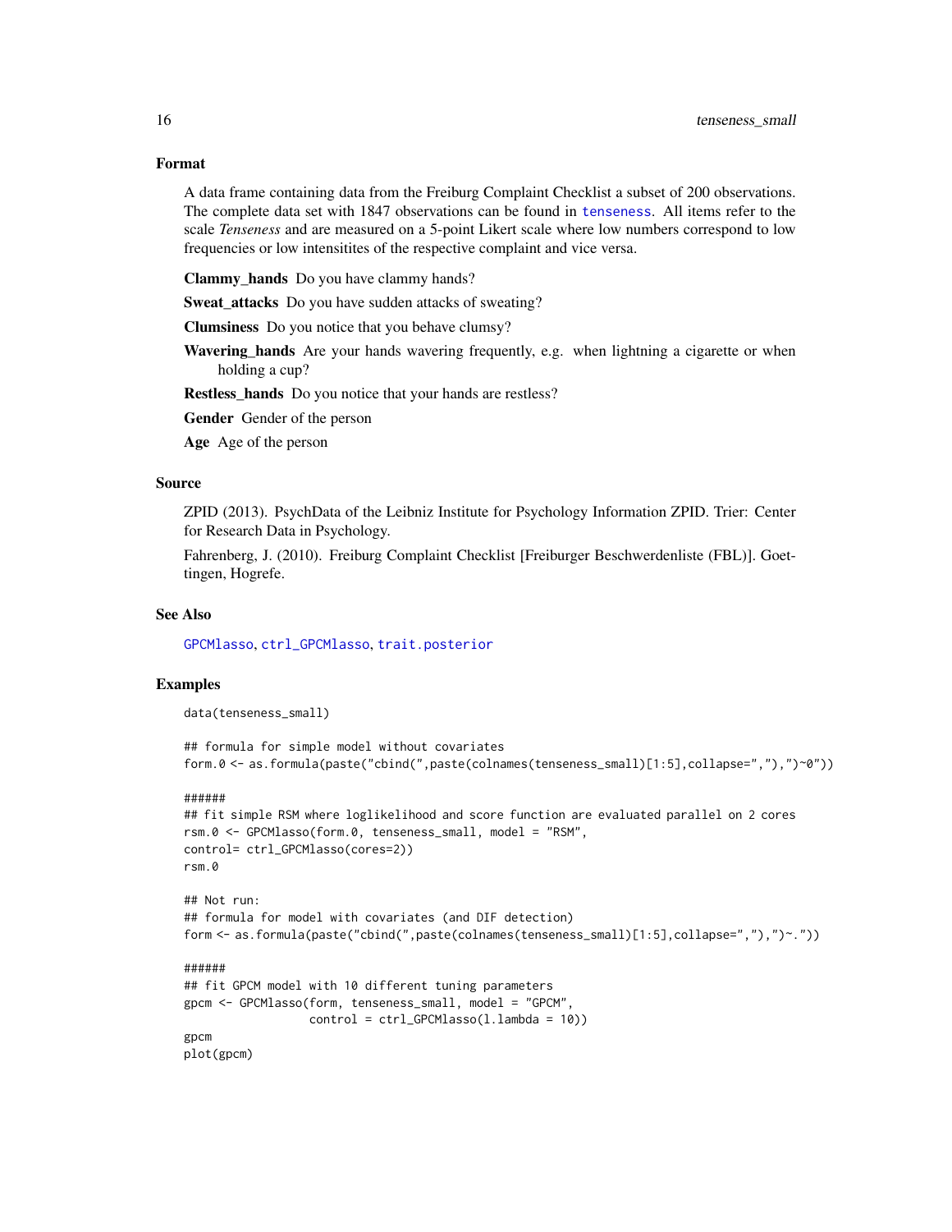## Format

A data frame containing data from the Freiburg Complaint Checklist a subset of 200 observations. The complete data set with 1847 observations can be found in tenseness. All items refer to the scale *Tenseness* and are measured on a 5-point Likert scale where low numbers correspond to low frequencies or low intensitites of the respective complaint and vice versa.

**Clammy_hands** Do you have clammy hands?

**Sweat_attacks** Do you have sudden attacks of sweating?

**Clumsiness** Do you notice that you behave clumsy?

**Wavering_hands** Are your hands wavering frequently, e.g. when lightning a cigarette or when holding a cup?

**Restless_hands** Do you notice that your hands are restless?

**Gender** Gender of the person

**Age** Age of the person

## Source

ZPID (2013). PsychData of the Leibniz Institute for Psychology Information ZPID. Trier: Center for Research Data in Psychology.

Fahrenberg, J. (2010). Freiburg Complaint Checklist [Freiburger Beschwerdenliste (FBL)]. Goettingen, Hogrefe.

## See Also

GPCMlasso, ctrl_GPCMlasso, trait.posterior

## Examples

```
data(tenseness_small)

## formula for simple model without covariates
form.0 <- as.formula(paste("cbind(",paste(colnames(tenseness_small)[1:5],collapse=","),")~0"))

######
## fit simple RSM where loglikelihood and score function are evaluated parallel on 2 cores
rsm.0 <- GPCMlasso(form.0, tenseness_small, model = "RSM",
control= ctrl_GPCMlasso(cores=2))
rsm.0

## Not run:
## formula for model with covariates (and DIF detection)
form <- as.formula(paste("cbind(",paste(colnames(tenseness_small)[1:5],collapse=","),")~."))

######
## fit GPCM model with 10 different tuning parameters
gpcm <- GPCMlasso(form, tenseness_small, model = "GPCM",
                  control = ctrl_GPCMlasso(l.lambda = 10))
gpcm
plot(gpcm)
```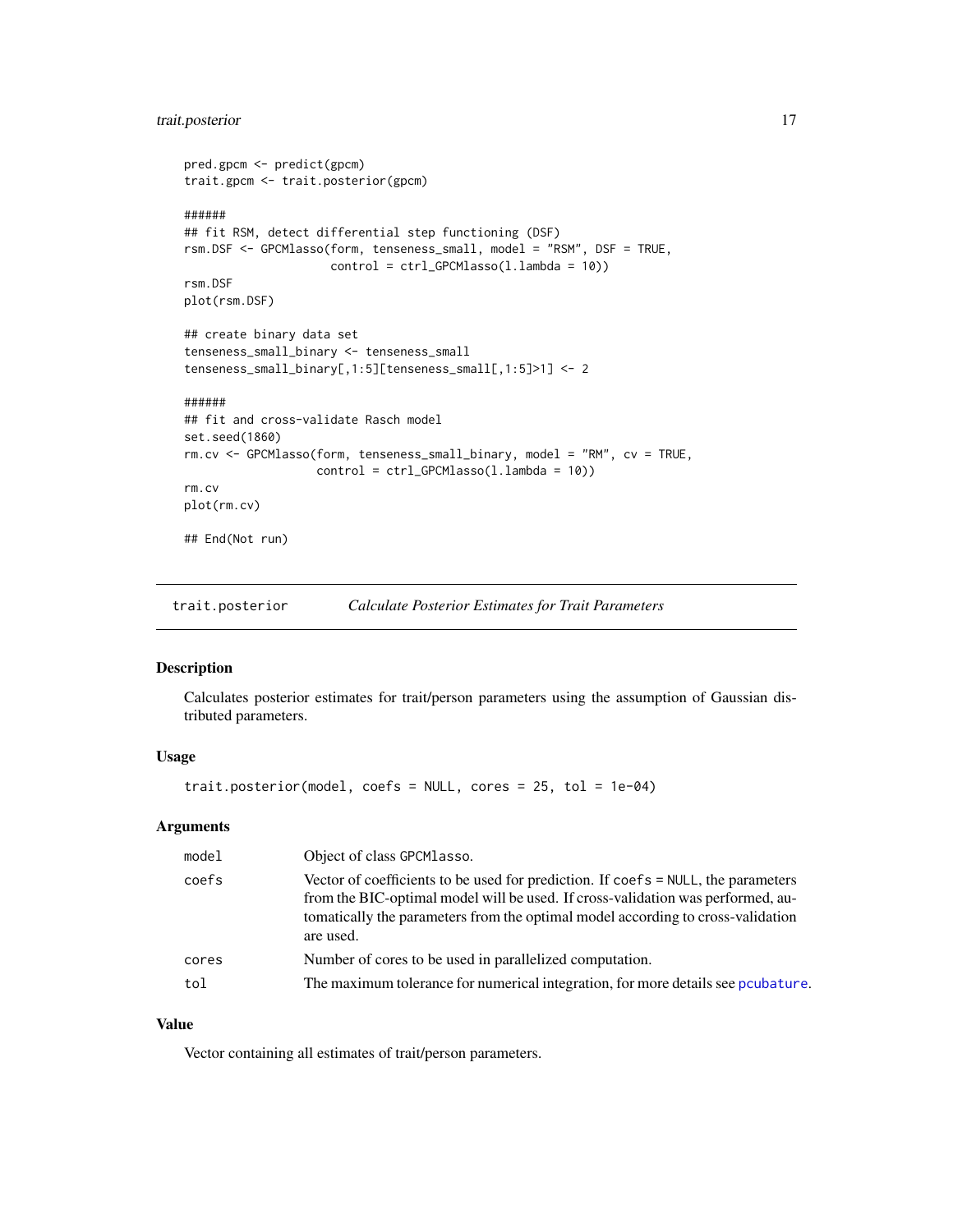```
pred.gpcm <- predict(gpcm)
trait.gpcm <- trait.posterior(gpcm)

######
## fit RSM, detect differential step functioning (DSF)
rsm.DSF <- GPCMlasso(form, tenseness_small, model = "RSM", DSF = TRUE,
                     control = ctrl_GPCMlasso(l.lambda = 10))
rsm.DSF
plot(rsm.DSF)

## create binary data set
tenseness_small_binary <- tenseness_small
tenseness_small_binary[,1:5][tenseness_small[,1:5]>1] <- 2

######
## fit and cross-validate Rasch model
set.seed(1860)
rm.cv <- GPCMlasso(form, tenseness_small_binary, model = "RM", cv = TRUE,
                   control = ctrl_GPCMlasso(l.lambda = 10))
rm.cv
plot(rm.cv)

## End(Not run)
```

## trait.posterior *Calculate Posterior Estimates for Trait Parameters*

### Description

Calculates posterior estimates for trait/person parameters using the assumption of Gaussian distributed parameters.

### Usage

```
trait.posterior(model, coefs = NULL, cores = 25, tol = 1e-04)
```

### Arguments

| | |
|---|---|
| model | Object of class GPCMlasso. |
| coefs | Vector of coefficients to be used for prediction. If coefs = NULL, the parameters from the BIC-optimal model will be used. If cross-validation was performed, automatically the parameters from the optimal model according to cross-validation are used. |
| cores | Number of cores to be used in parallelized computation. |
| tol | The maximum tolerance for numerical integration, for more details see pcubature. |

### Value

Vector containing all estimates of trait/person parameters.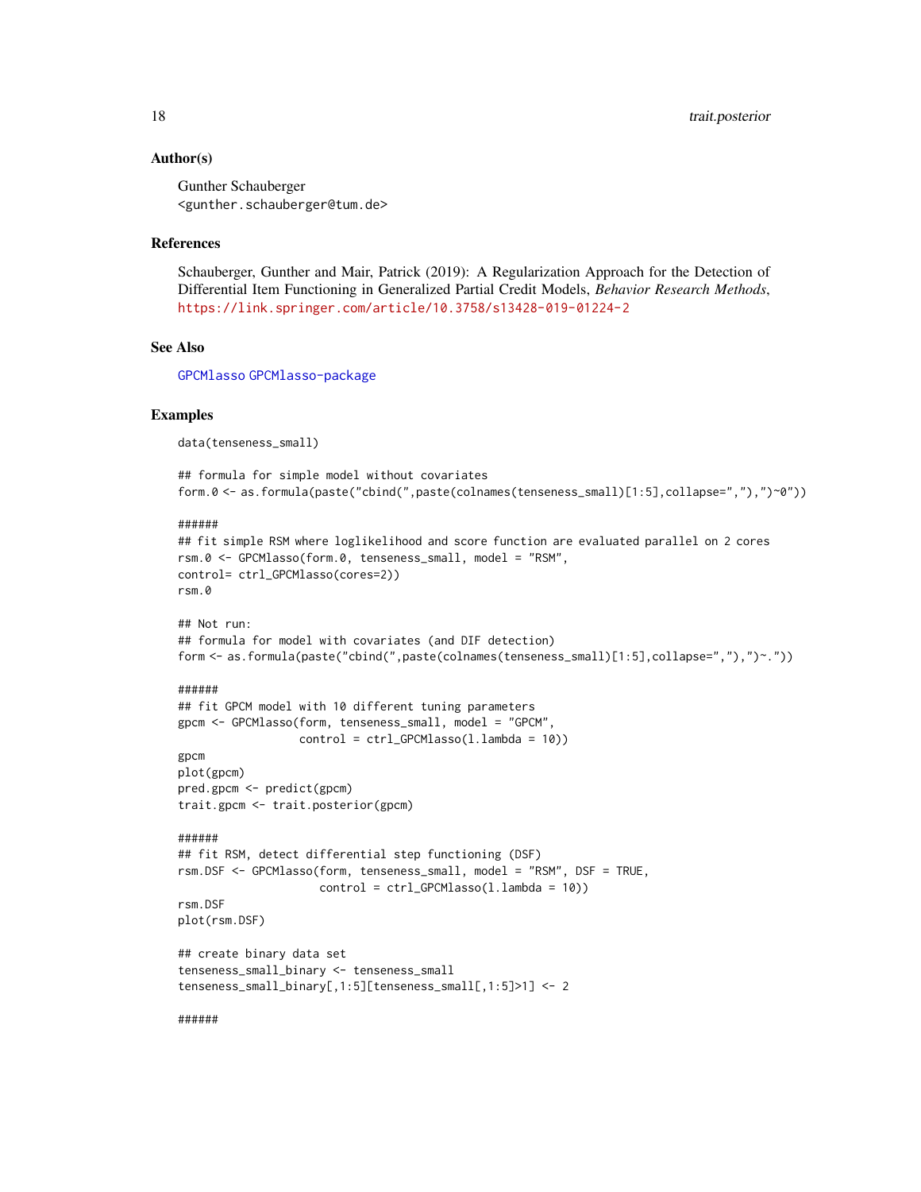### Author(s)

Gunther Schauberger
<gunther.schauberger@tum.de>

### References

Schauberger, Gunther and Mair, Patrick (2019): A Regularization Approach for the Detection of Differential Item Functioning in Generalized Partial Credit Models, *Behavior Research Methods*, https://link.springer.com/article/10.3758/s13428-019-01224-2

### See Also

GPCMlasso GPCMlasso-package

### Examples

```
data(tenseness_small)

## formula for simple model without covariates
form.0 <- as.formula(paste("cbind(",paste(colnames(tenseness_small)[1:5],collapse=","),")~0"))

######
## fit simple RSM where loglikelihood and score function are evaluated parallel on 2 cores
rsm.0 <- GPCMlasso(form.0, tenseness_small, model = "RSM",
control= ctrl_GPCMlasso(cores=2))
rsm.0

## Not run:
## formula for model with covariates (and DIF detection)
form <- as.formula(paste("cbind(",paste(colnames(tenseness_small)[1:5],collapse=","),")~."))

######
## fit GPCM model with 10 different tuning parameters
gpcm <- GPCMlasso(form, tenseness_small, model = "GPCM",
                  control = ctrl_GPCMlasso(l.lambda = 10))
gpcm
plot(gpcm)
pred.gpcm <- predict(gpcm)
trait.gpcm <- trait.posterior(gpcm)

######
## fit RSM, detect differential step functioning (DSF)
rsm.DSF <- GPCMlasso(form, tenseness_small, model = "RSM", DSF = TRUE,
                     control = ctrl_GPCMlasso(l.lambda = 10))
rsm.DSF
plot(rsm.DSF)

## create binary data set
tenseness_small_binary <- tenseness_small
tenseness_small_binary[,1:5][tenseness_small[,1:5]>1] <- 2

######
```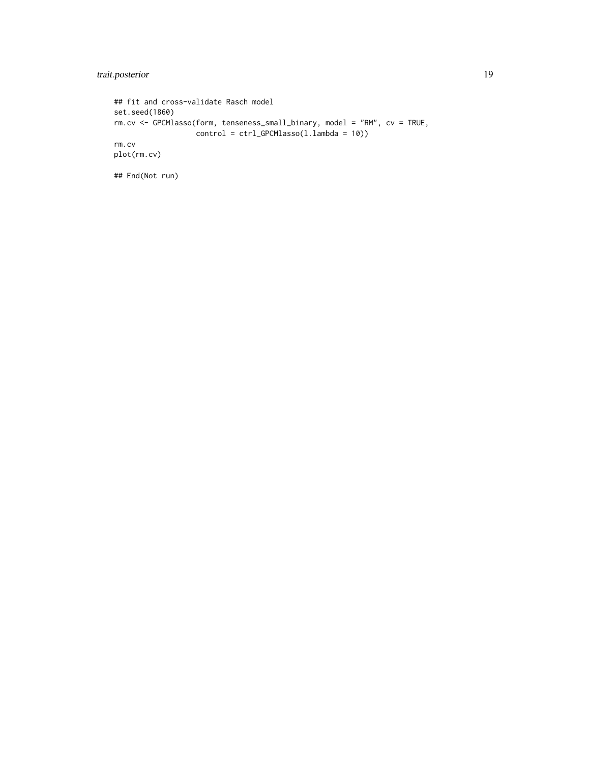```
## fit and cross-validate Rasch model
set.seed(1860)
rm.cv <- GPCMlasso(form, tenseness_small_binary, model = "RM", cv = TRUE,
                   control = ctrl_GPCMlasso(l.lambda = 10))
rm.cv
plot(rm.cv)

## End(Not run)
```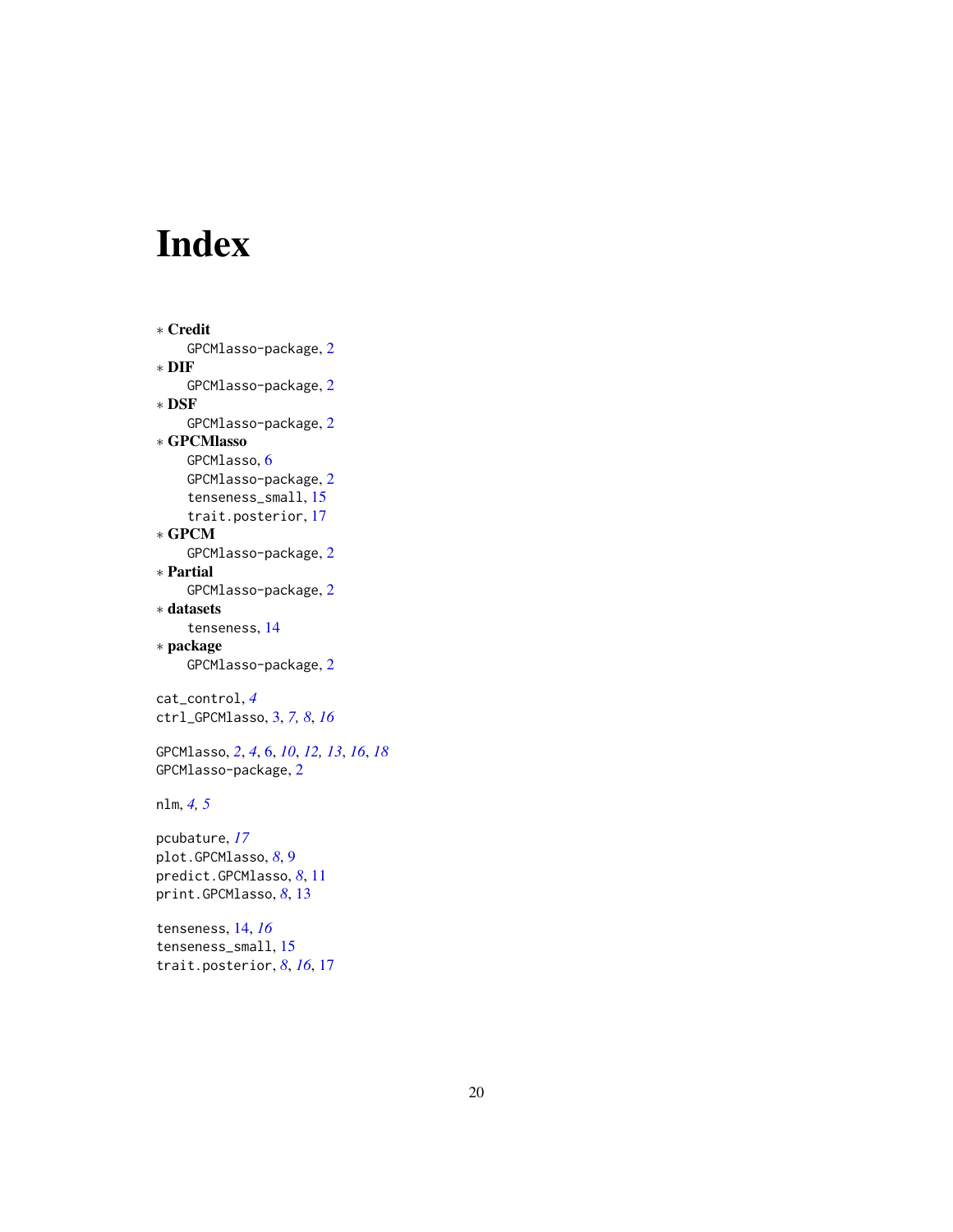# Index

∗ **Credit**
    GPCMlasso-package, 2

∗ **DIF**
    GPCMlasso-package, 2

∗ **DSF**
    GPCMlasso-package, 2

∗ **GPCMlasso**
    GPCMlasso, 6
    GPCMlasso-package, 2
    tenseness_small, 15
    trait.posterior, 17

∗ **GPCM**
    GPCMlasso-package, 2

∗ **Partial**
    GPCMlasso-package, 2

∗ **datasets**
    tenseness, 14

∗ **package**
    GPCMlasso-package, 2

cat_control, *4*
ctrl_GPCMlasso, 3, *7, 8*, *16*

GPCMlasso, *2*, *4*, 6, *10*, *12, 13*, *16*, *18*
GPCMlasso-package, 2

nlm, *4, 5*

pcubature, *17*
plot.GPCMlasso, *8*, 9
predict.GPCMlasso, *8*, 11
print.GPCMlasso, *8*, 13

tenseness, 14, *16*
tenseness_small, 15
trait.posterior, *8*, *16*, 17